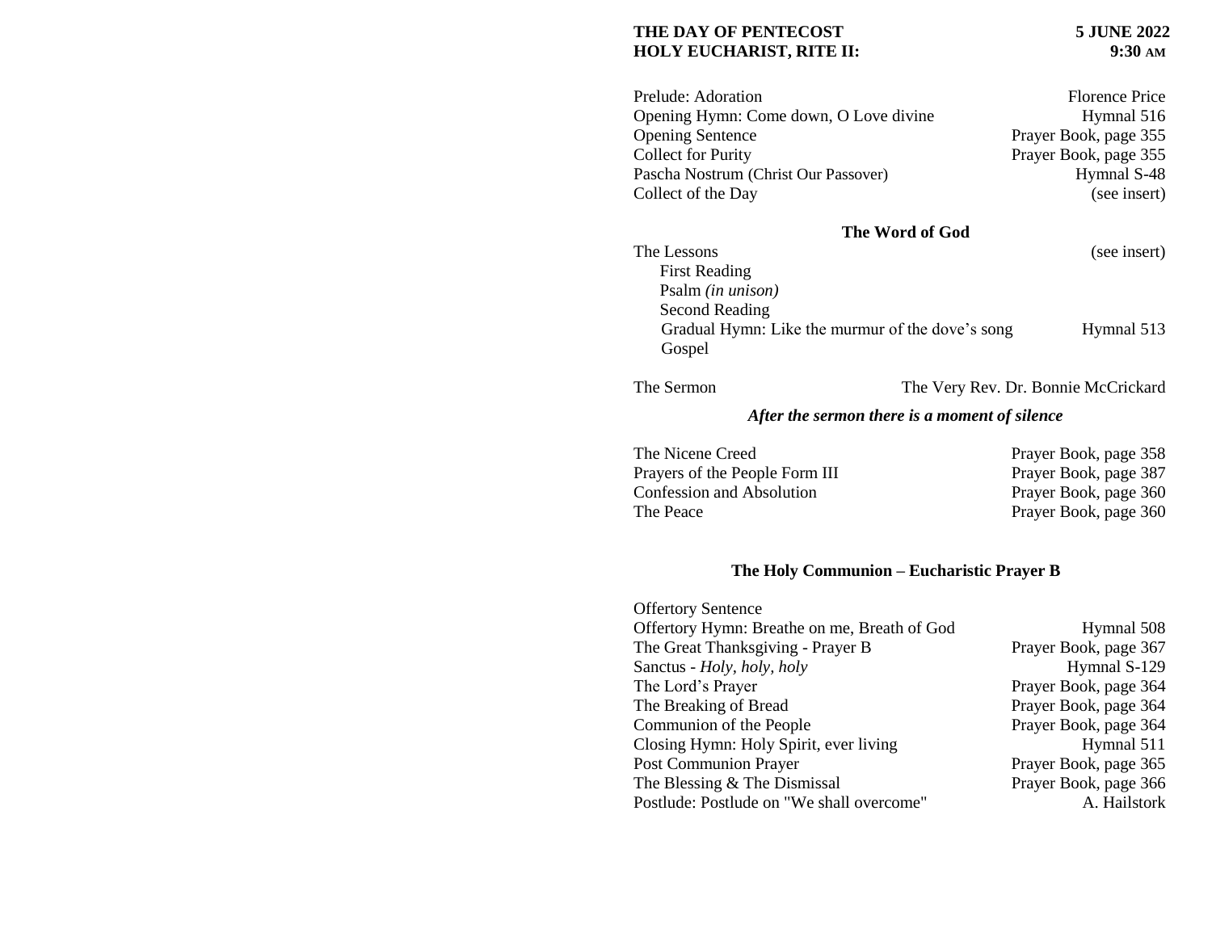**THE DAY OF PENTECOST** **5 JUNE 2022**
**HOLY EUCHARIST, RITE II:** **9:30 AM**

| | |
|---|---|
| Prelude: Adoration | Florence Price |
| Opening Hymn: Come down, O Love divine | Hymnal 516 |
| Opening Sentence | Prayer Book, page 355 |
| Collect for Purity | Prayer Book, page 355 |
| Pascha Nostrum (Christ Our Passover) | Hymnal S-48 |
| Collect of the Day | (see insert) |

**The Word of God**

| | |
|---|---|
| The Lessons | (see insert) |
| First Reading | |
| Psalm *(in unison)* | |
| Second Reading | |
| Gradual Hymn: Like the murmur of the dove's song | Hymnal 513 |
| Gospel | |

The Sermon — The Very Rev. Dr. Bonnie McCrickard

***After the sermon there is a moment of silence***

| | |
|---|---|
| The Nicene Creed | Prayer Book, page 358 |
| Prayers of the People Form III | Prayer Book, page 387 |
| Confession and Absolution | Prayer Book, page 360 |
| The Peace | Prayer Book, page 360 |

**The Holy Communion – Eucharistic Prayer B**

| | |
|---|---|
| Offertory Sentence | |
| Offertory Hymn: Breathe on me, Breath of God | Hymnal 508 |
| The Great Thanksgiving - Prayer B | Prayer Book, page 367 |
| Sanctus - *Holy, holy, holy* | Hymnal S-129 |
| The Lord's Prayer | Prayer Book, page 364 |
| The Breaking of Bread | Prayer Book, page 364 |
| Communion of the People | Prayer Book, page 364 |
| Closing Hymn: Holy Spirit, ever living | Hymnal 511 |
| Post Communion Prayer | Prayer Book, page 365 |
| The Blessing & The Dismissal | Prayer Book, page 366 |
| Postlude: Postlude on "We shall overcome" | A. Hailstork |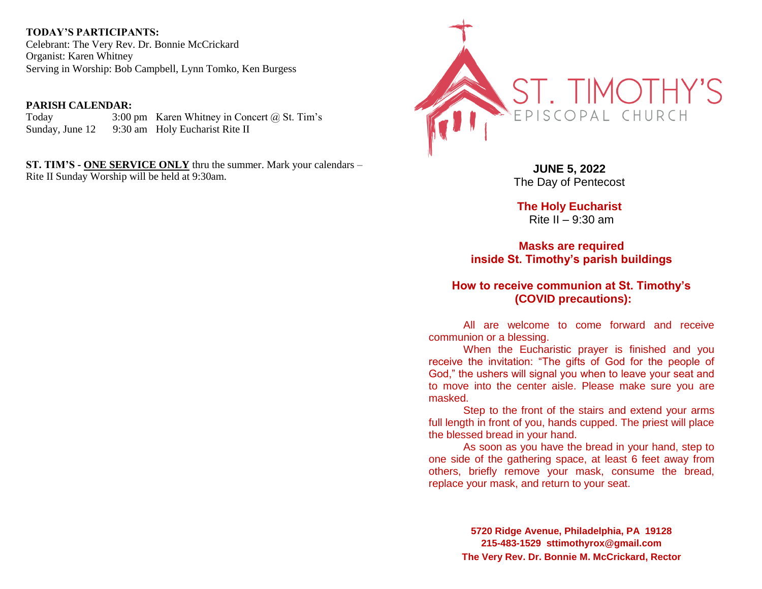**TODAY'S PARTICIPANTS:**
Celebrant: The Very Rev. Dr. Bonnie McCrickard
Organist: Karen Whitney
Serving in Worship: Bob Campbell, Lynn Tomko, Ken Burgess

**PARISH CALENDAR:**

| | | |
|---|---|---|
| Today | 3:00 pm | Karen Whitney in Concert @ St. Tim's |
| Sunday, June 12 | 9:30 am | Holy Eucharist Rite II |

**ST. TIM'S - ONE SERVICE ONLY** thru the summer. Mark your calendars – Rite II Sunday Worship will be held at 9:30am.

ST. TIMOTHY'S
EPISCOPAL CHURCH

**JUNE 5, 2022**
The Day of Pentecost

**The Holy Eucharist**
Rite II – 9:30 am

**Masks are required inside St. Timothy's parish buildings**

**How to receive communion at St. Timothy's (COVID precautions):**

All are welcome to come forward and receive communion or a blessing.

When the Eucharistic prayer is finished and you receive the invitation: "The gifts of God for the people of God," the ushers will signal you when to leave your seat and to move into the center aisle. Please make sure you are masked.

Step to the front of the stairs and extend your arms full length in front of you, hands cupped. The priest will place the blessed bread in your hand.

As soon as you have the bread in your hand, step to one side of the gathering space, at least 6 feet away from others, briefly remove your mask, consume the bread, replace your mask, and return to your seat.

**5720 Ridge Avenue, Philadelphia, PA 19128**
**215-483-1529 sttimothyrox@gmail.com**
**The Very Rev. Dr. Bonnie M. McCrickard, Rector**